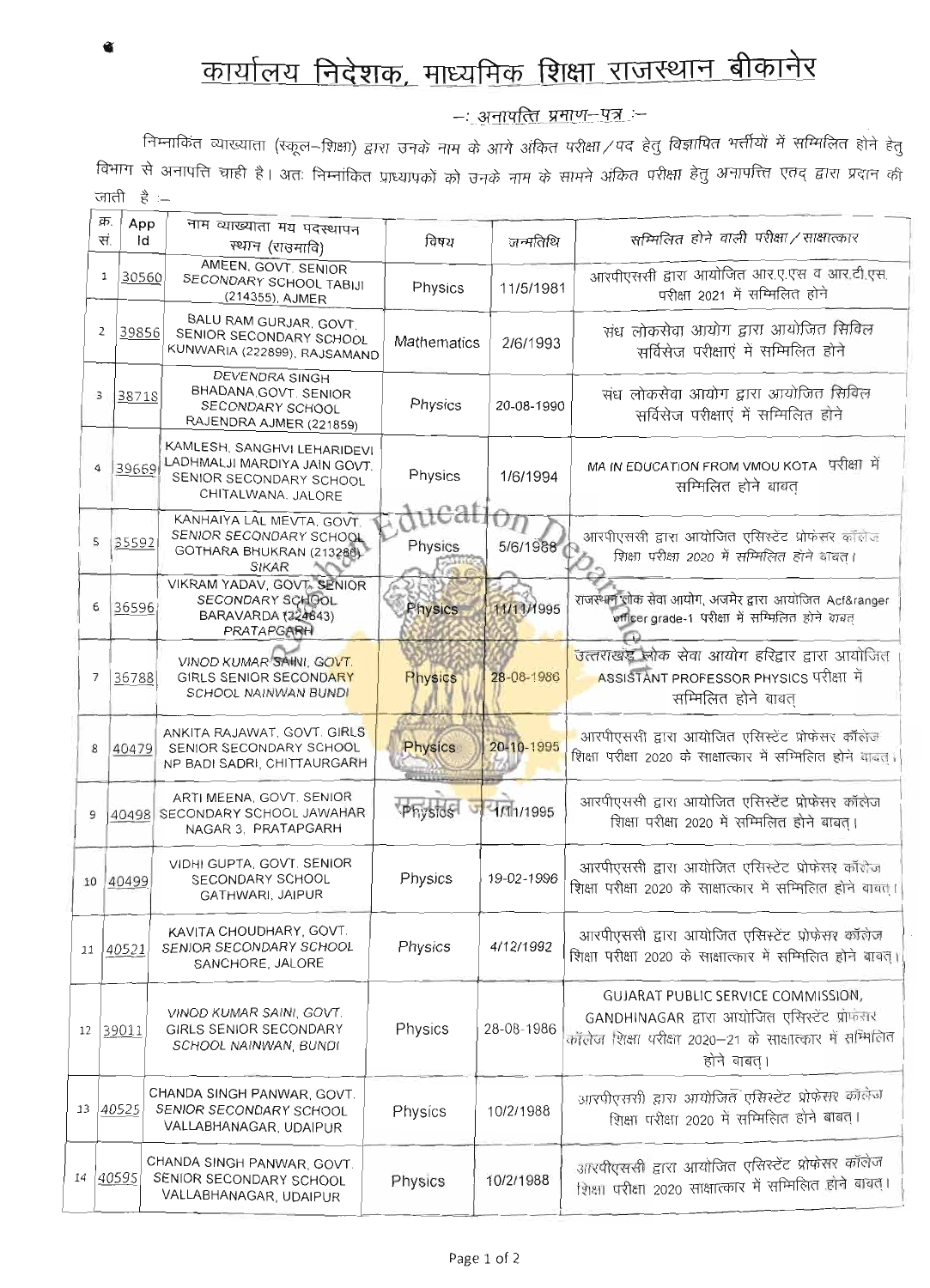# कार्यालय निदेशक, माध्यमिक शिक्षा राजस्थान बीकानेर

## —: अनापत्ति प्रमाण—पत्र :—

निम्नांकित व्याख्याता (स्कूल—शिक्षा) द्वारा उनके नाम के आगे अंकित परीक्षा/पद हेतु विज्ञापित भर्तीयों में सम्मिलित होने हेतु विभाग से अनापत्ति चाही है। अतः निम्नांकित प्राध्यापकों को उनके नाम के सामने अंकित परीक्षा हेतु अनापत्ति एतद् द्वारा प्रदान की जाती है :—

| क्र. सं. | App Id | नाम व्याख्याता मय पदस्थापन स्थान (राउमावि) | विषय | जन्मतिथि | सम्मिलित होने वाली परीक्षा/साक्षात्कार |
|---|---|---|---|---|---|
| 1 | 30560 | AMEEN, GOVT. SENIOR SECONDARY SCHOOL TABIJI (214355), AJMER | Physics | 11/5/1981 | आरपीएससी द्वारा आयोजित आर.ए.एस व आर.टी.एस. परीक्षा 2021 में सम्मिलित होने |
| 2 | 39856 | BALU RAM GURJAR, GOVT. SENIOR SECONDARY SCHOOL KUNWARIA (222899), RAJSAMAND | Mathematics | 2/6/1993 | संघ लोकसेवा आयोग द्वारा आयोजित सिविल सर्विसेज परीक्षाएं में सम्मिलित होने |
| 3 | 38718 | DEVENDRA SINGH BHADANA,GOVT. SENIOR SECONDARY SCHOOL RAJENDRA AJMER (221859) | Physics | 20-08-1990 | संघ लोकसेवा आयोग द्वारा आयोजित सिविल सर्विसेज परीक्षाएं में सम्मिलित होने |
| 4 | 39669 | KAMLESH, SANGHVI LEHARIDEVI LADHMALJI MARDIYA JAIN GOVT. SENIOR SECONDARY SCHOOL CHITALWANA, JALORE | Physics | 1/6/1994 | MA IN EDUCATION FROM VMOU KOTA परीक्षा में सम्मिलित होने बाबत् |
| 5 | 35592 | KANHAIYA LAL MEVTA, GOVT. SENIOR SECONDARY SCHOOL GOTHARA BHUKRAN (213286), SIKAR | Physics | 5/6/1988 | आरपीएससी द्वारा आयोजित एसिस्टेंट प्रोफेसर कॉलेज शिक्षा परीक्षा 2020 में सम्मिलित होने बाबत्। |
| 6 | 36596 | VIKRAM YADAV, GOVT. SENIOR SECONDARY SCHOOL BARAVARDA (224843) PRATAPGARH | Physics | 11/11/1995 | राजस्थान लोक सेवा आयोग, अजमेर द्वारा आयोजित Acf&ranger officer grade-1 परीक्षा में सम्मिलित होने बाबत् |
| 7 | 36788 | VINOD KUMAR SAINI, GOVT. GIRLS SENIOR SECONDARY SCHOOL NAINWAN BUNDI | Physics | 28-08-1986 | उत्तराखंड लोक सेवा आयोग हरिद्वार द्वारा आयोजित ASSISTANT PROFESSOR PHYSICS परीक्षा में सम्मिलित होने बाबत् |
| 8 | 40479 | ANKITA RAJAWAT, GOVT. GIRLS SENIOR SECONDARY SCHOOL NP BADI SADRI, CHITTAURGARH | Physics | 20-10-1995 | आरपीएससी द्वारा आयोजित एसिस्टेंट प्रोफेसर कॉलेज शिक्षा परीक्षा 2020 के साक्षात्कार में सम्मिलित होने बाबत्। |
| 9 | 40498 | ARTI MEENA, GOVT. SENIOR SECONDARY SCHOOL JAWAHAR NAGAR 3, PRATAPGARH | Physics | 1/11/1995 | आरपीएससी द्वारा आयोजित एसिस्टेंट प्रोफेसर कॉलेज शिक्षा परीक्षा 2020 में सम्मिलित होने बाबत्। |
| 10 | 40499 | VIDHI GUPTA, GOVT. SENIOR SECONDARY SCHOOL GATHWARI, JAIPUR | Physics | 19-02-1996 | आरपीएससी द्वारा आयोजित एसिस्टेंट प्रोफेसर कॉलेज शिक्षा परीक्षा 2020 के साक्षात्कार में सम्मिलित होने बाबत्। |
| 11 | 40521 | KAVITA CHOUDHARY, GOVT. SENIOR SECONDARY SCHOOL SANCHORE, JALORE | Physics | 4/12/1992 | आरपीएससी द्वारा आयोजित एसिस्टेंट प्रोफेसर कॉलेज शिक्षा परीक्षा 2020 के साक्षात्कार में सम्मिलित होने बाबत्। |
| 12 | 39011 | VINOD KUMAR SAINI, GOVT. GIRLS SENIOR SECONDARY SCHOOL NAINWAN, BUNDI | Physics | 28-08-1986 | GUJARAT PUBLIC SERVICE COMMISSION, GANDHINAGAR द्वारा आयोजित एसिस्टेंट प्रोफेसर कॉलेज शिक्षा परीक्षा 2020-21 के साक्षात्कार में सम्मिलित होने बाबत्। |
| 13 | 40525 | CHANDA SINGH PANWAR, GOVT. SENIOR SECONDARY SCHOOL VALLABHANAGAR, UDAIPUR | Physics | 10/2/1988 | आरपीएससी द्वारा आयोजित एसिस्टेंट प्रोफेसर कॉलेज शिक्षा परीक्षा 2020 में सम्मिलित होने बाबत्। |
| 14 | 40595 | CHANDA SINGH PANWAR, GOVT. SENIOR SECONDARY SCHOOL VALLABHANAGAR, UDAIPUR | Physics | 10/2/1988 | आरपीएससी द्वारा आयोजित एसिस्टेंट प्रोफेसर कॉलेज शिक्षा परीक्षा 2020 साक्षात्कार में सम्मिलित होने बाबत्। |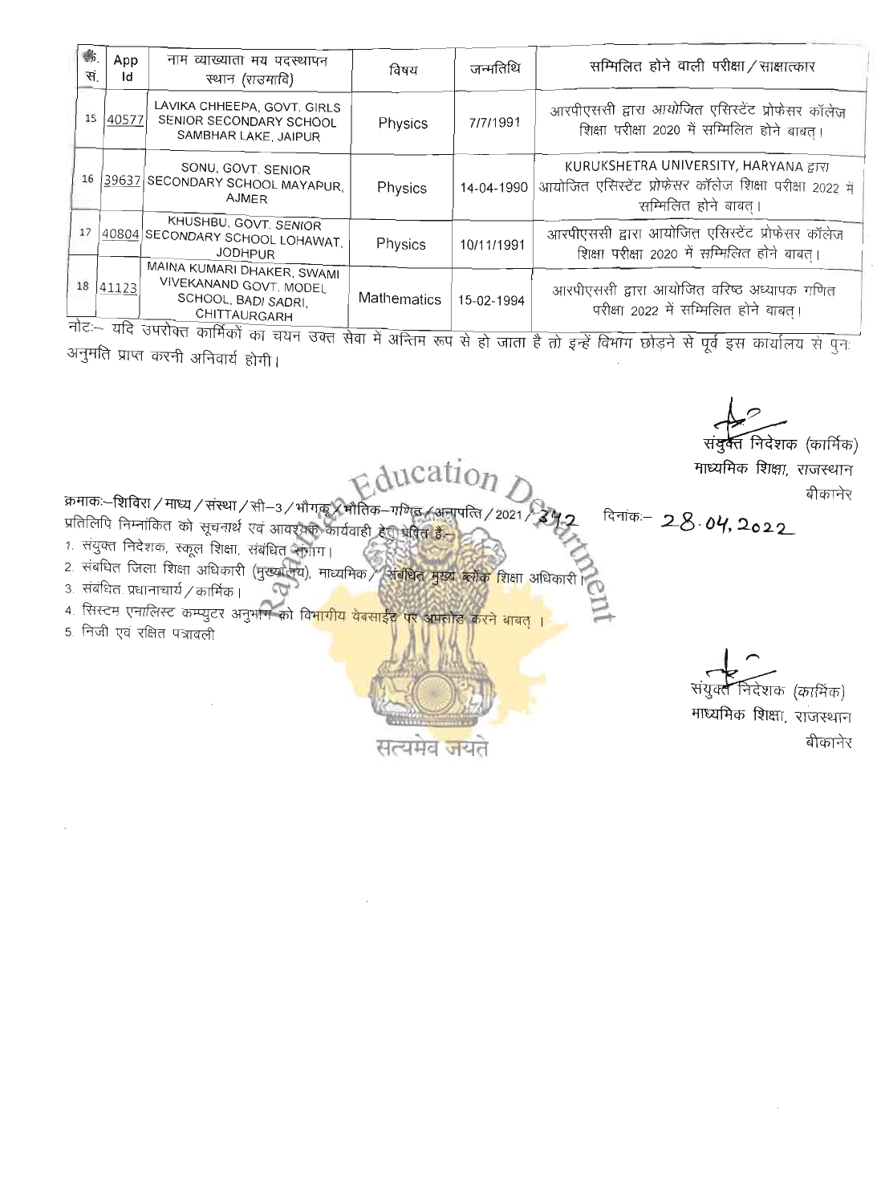| क्र. सं. | App Id | नाम व्याख्याता मय पदस्थापन स्थान (राउमावि) | विषय | जन्मतिथि | सम्मिलित होने वाली परीक्षा / साक्षात्कार |
|---|---|---|---|---|---|
| 15 | 40577 | LAVIKA CHHEEPA, GOVT. GIRLS SENIOR SECONDARY SCHOOL SAMBHAR LAKE, JAIPUR | Physics | 7/7/1991 | आरपीएससी द्वारा आयोजित एसिस्टेंट प्रोफेसर कॉलेज शिक्षा परीक्षा 2020 में सम्मिलित होने बाबत्। |
| 16 | 39637 | SONU, GOVT. SENIOR SECONDARY SCHOOL MAYAPUR, AJMER | Physics | 14-04-1990 | KURUKSHETRA UNIVERSITY, HARYANA द्वारा आयोजित एसिस्टेंट प्रोफेसर कॉलेज शिक्षा परीक्षा 2022 में सम्मिलित होने बाबत्। |
| 17 | 40804 | KHUSHBU, GOVT. SENIOR SECONDARY SCHOOL LOHAWAT, JODHPUR | Physics | 10/11/1991 | आरपीएससी द्वारा आयोजित एसिस्टेंट प्रोफेसर कॉलेज शिक्षा परीक्षा 2020 में सम्मिलित होने बाबत्। |
| 18 | 41123 | MAINA KUMARI DHAKER, SWAMI VIVEKANAND GOVT. MODEL SCHOOL, BADI SADRI, CHITTAURGARH | Mathematics | 15-02-1994 | आरपीएससी द्वारा आयोजित वरिष्ठ अध्यापक गणित परीक्षा 2022 में सम्मिलित होने बाबत्। |

नोट:– यदि उपरोक्त कार्मिकों का चयन उक्त सेवा में अन्तिम रूप से हो जाता है तो इन्हें विभाग छोड़ने से पूर्व इस कार्यालय से पुनः अनुमति प्राप्त करनी अनिवार्य होगी।

संयुक्त निदेशक (कार्मिक)
माध्यमिक शिक्षा, राजस्थान
बीकानेर

क्रमांक:–शिविरा / माध्य / संस्था / सी–3 / भौगक / भौतिक–गणित / अनापत्ति / 2021 / 342 दिनांक:– 28.04.2022

प्रतिलिपि निम्नांकित को सूचनार्थ एवं आवश्यक कार्यवाही हेतु प्रेषित हैं:–

1. संयुक्त निदेशक, स्कूल शिक्षा, संबंधित संभाग।
2. संबंधित जिला शिक्षा अधिकारी (मुख्यालय), माध्यमिक / संबंधित मुख्य ब्लॉक शिक्षा अधिकारी।
3. संबंधित प्रधानाचार्य / कार्मिक।
4. सिस्टम एनालिस्ट कम्प्युटर अनुभाग को विभागीय वेबसाईट पर अपलोड करने बाबत्।
5. निजी एवं रक्षित पत्रावली

संयुक्त निदेशक (कार्मिक)
माध्यमिक शिक्षा, राजस्थान
बीकानेर